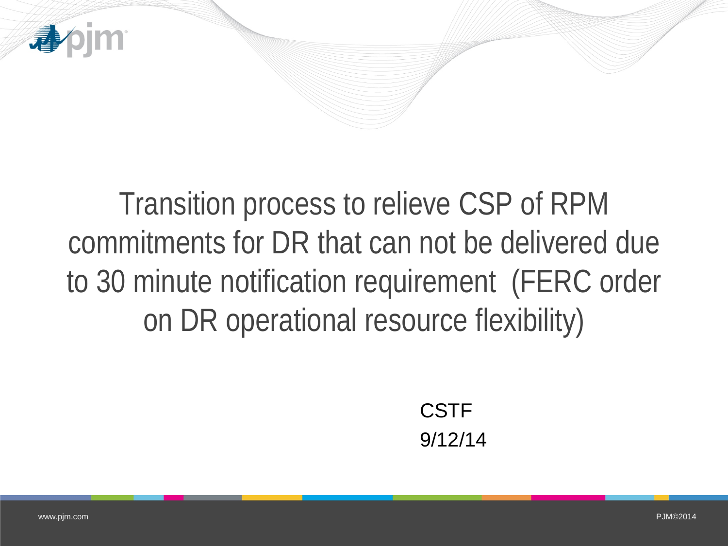# Transition process to relieve CSP of RPM commitments for DR that can not be delivered due to 30 minute notification requirement (FERC order on DR operational resource flexibility)

CSTF

9/12/14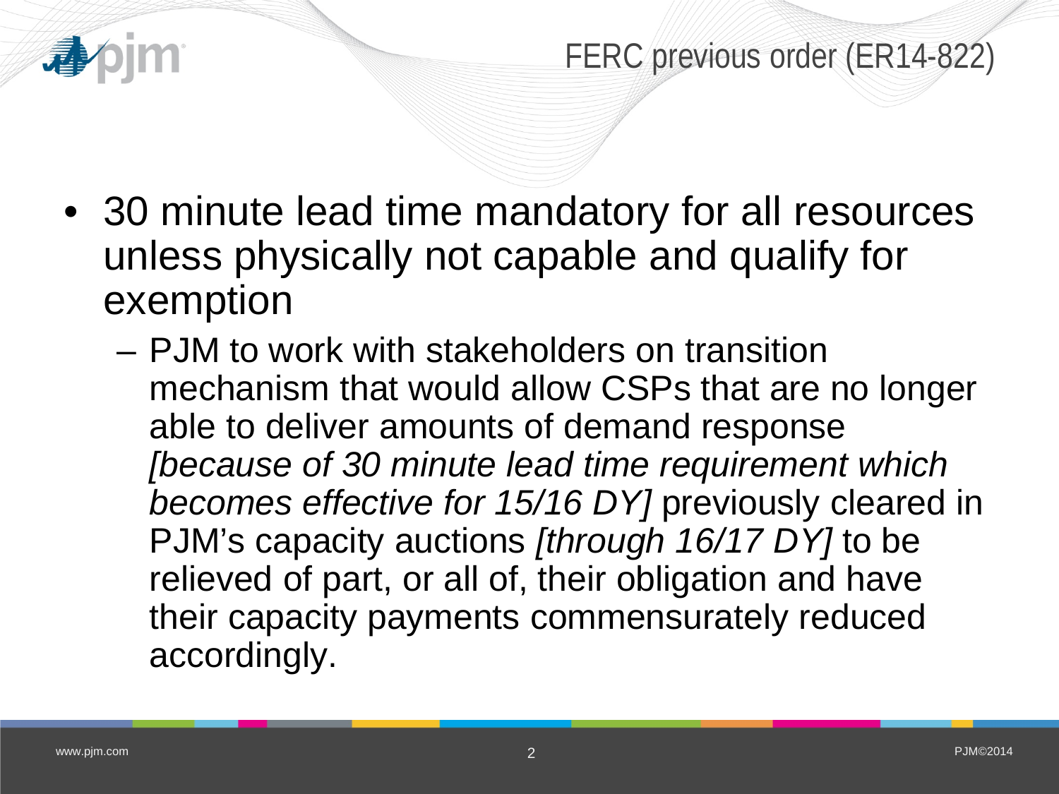# FERC previous order (ER14-822)

- 30 minute lead time mandatory for all resources unless physically not capable and qualify for exemption
  - PJM to work with stakeholders on transition mechanism that would allow CSPs that are no longer able to deliver amounts of demand response *[because of 30 minute lead time requirement which becomes effective for 15/16 DY]* previously cleared in PJM's capacity auctions *[through 16/17 DY]* to be relieved of part, or all of, their obligation and have their capacity payments commensurately reduced accordingly.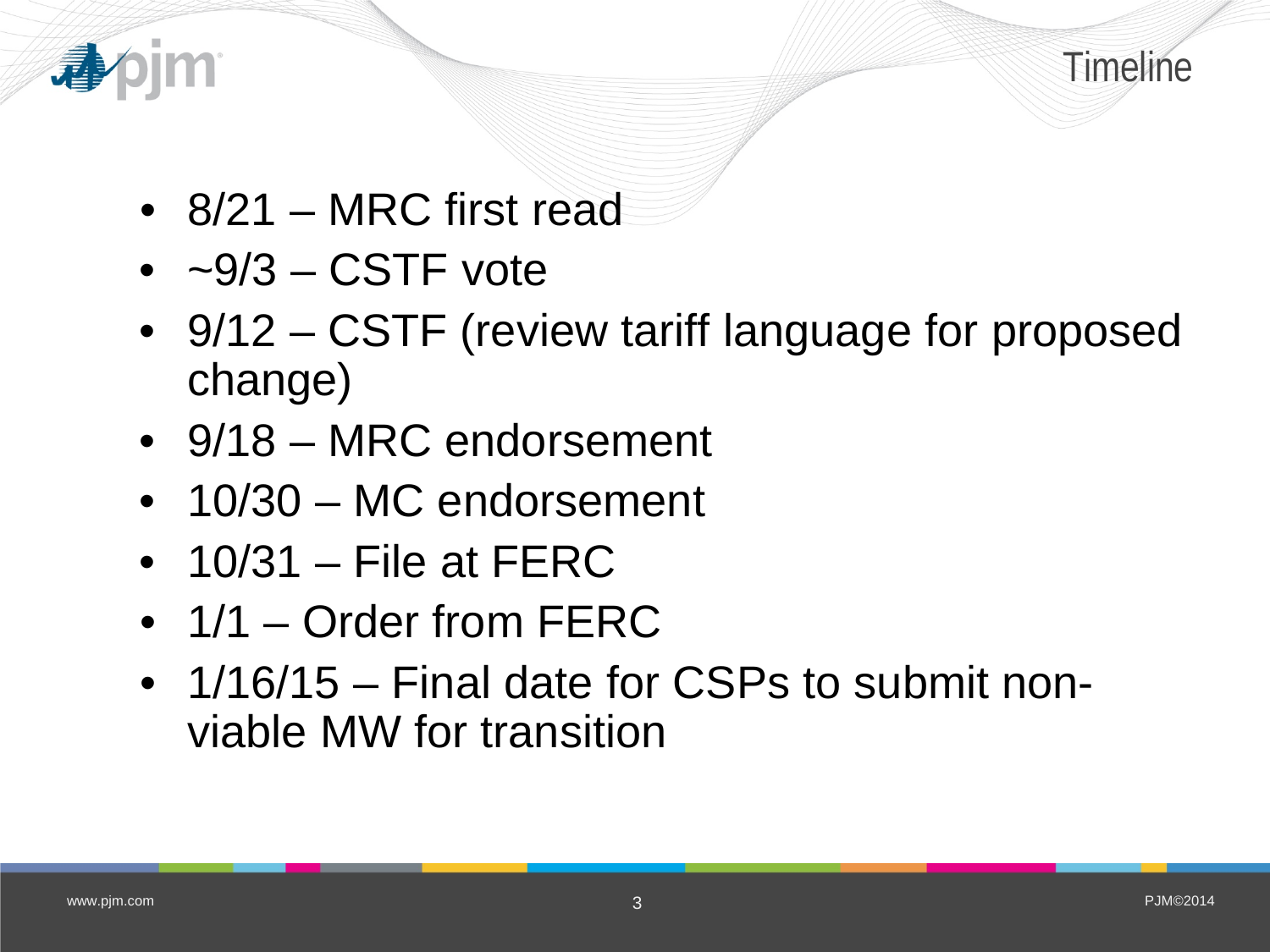# Timeline

- 8/21 – MRC first read
- ~9/3 – CSTF vote
- 9/12 – CSTF (review tariff language for proposed change)
- 9/18 – MRC endorsement
- 10/30 – MC endorsement
- 10/31 – File at FERC
- 1/1 – Order from FERC
- 1/16/15 – Final date for CSPs to submit non-viable MW for transition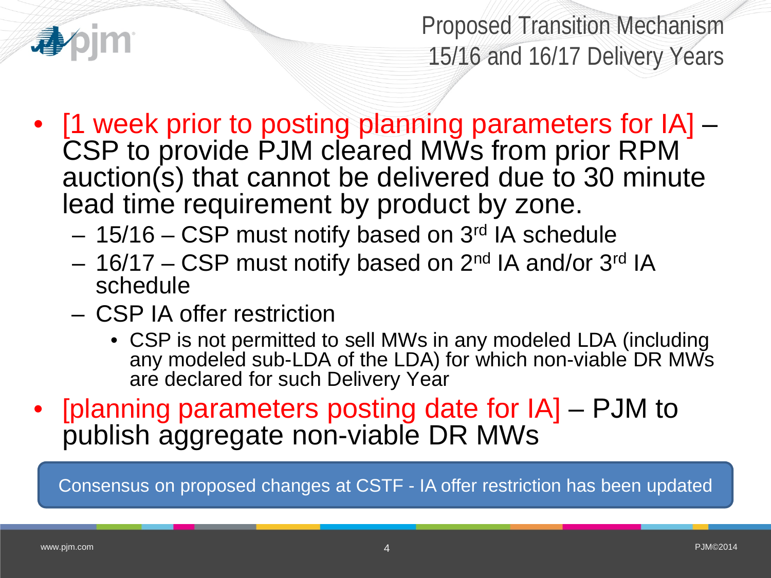# Proposed Transition Mechanism 15/16 and 16/17 Delivery Years

- [1 week prior to posting planning parameters for IA] – CSP to provide PJM cleared MWs from prior RPM auction(s) that cannot be delivered due to 30 minute lead time requirement by product by zone.
  - 15/16 – CSP must notify based on 3rd IA schedule
  - 16/17 – CSP must notify based on 2nd IA and/or 3rd IA schedule
  - CSP IA offer restriction
    - CSP is not permitted to sell MWs in any modeled LDA (including any modeled sub-LDA of the LDA) for which non-viable DR MWs are declared for such Delivery Year
- [planning parameters posting date for IA] – PJM to publish aggregate non-viable DR MWs

Consensus on proposed changes at CSTF - IA offer restriction has been updated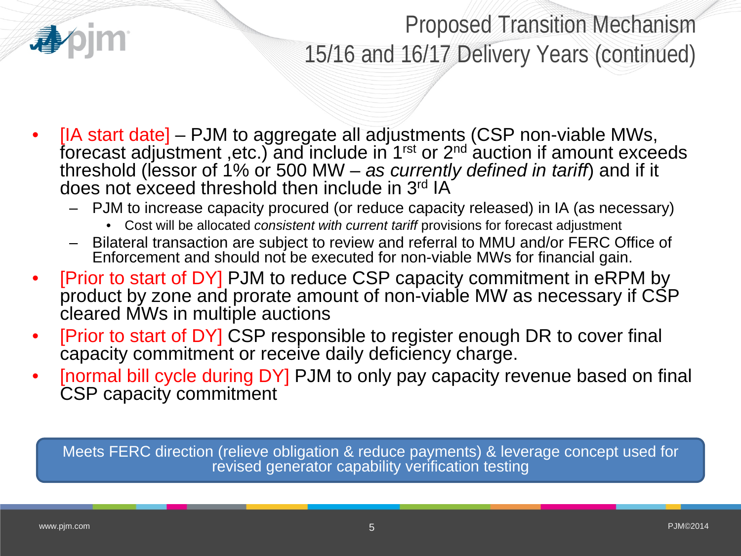# Proposed Transition Mechanism 15/16 and 16/17 Delivery Years (continued)

- [IA start date] – PJM to aggregate all adjustments (CSP non-viable MWs, forecast adjustment ,etc.) and include in 1rst or 2nd auction if amount exceeds threshold (lessor of 1% or 500 MW – *as currently defined in tariff*) and if it does not exceed threshold then include in 3rd IA
  - PJM to increase capacity procured (or reduce capacity released) in IA (as necessary)
    - Cost will be allocated *consistent with current tariff* provisions for forecast adjustment
  - Bilateral transaction are subject to review and referral to MMU and/or FERC Office of Enforcement and should not be executed for non-viable MWs for financial gain.
- [Prior to start of DY] PJM to reduce CSP capacity commitment in eRPM by product by zone and prorate amount of non-viable MW as necessary if CSP cleared MWs in multiple auctions
- [Prior to start of DY] CSP responsible to register enough DR to cover final capacity commitment or receive daily deficiency charge.
- [normal bill cycle during DY] PJM to only pay capacity revenue based on final CSP capacity commitment

Meets FERC direction (relieve obligation & reduce payments) & leverage concept used for revised generator capability verification testing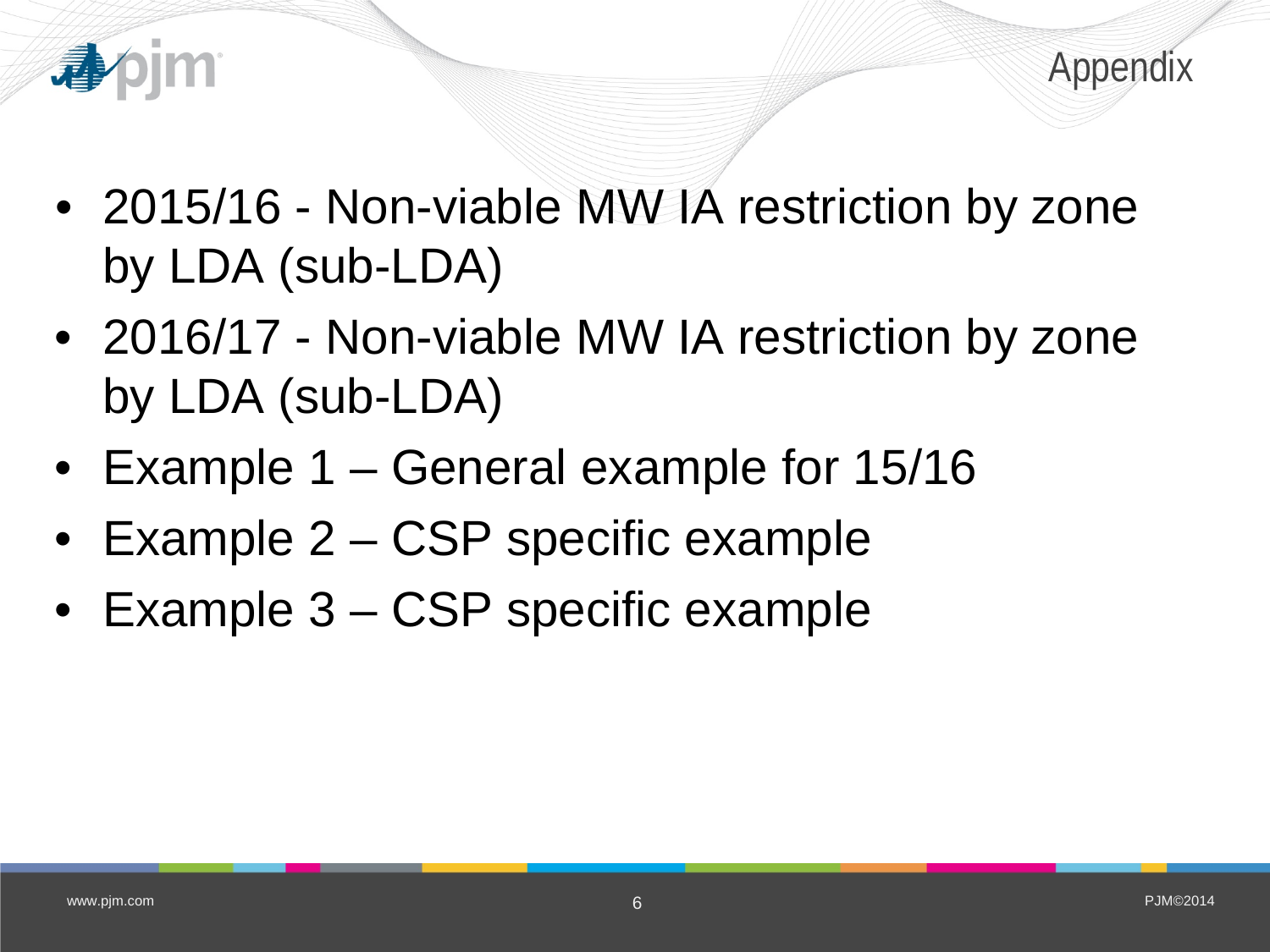# Appendix

- 2015/16 - Non-viable MW IA restriction by zone by LDA (sub-LDA)
- 2016/17 - Non-viable MW IA restriction by zone by LDA (sub-LDA)
- Example 1 – General example for 15/16
- Example 2 – CSP specific example
- Example 3 – CSP specific example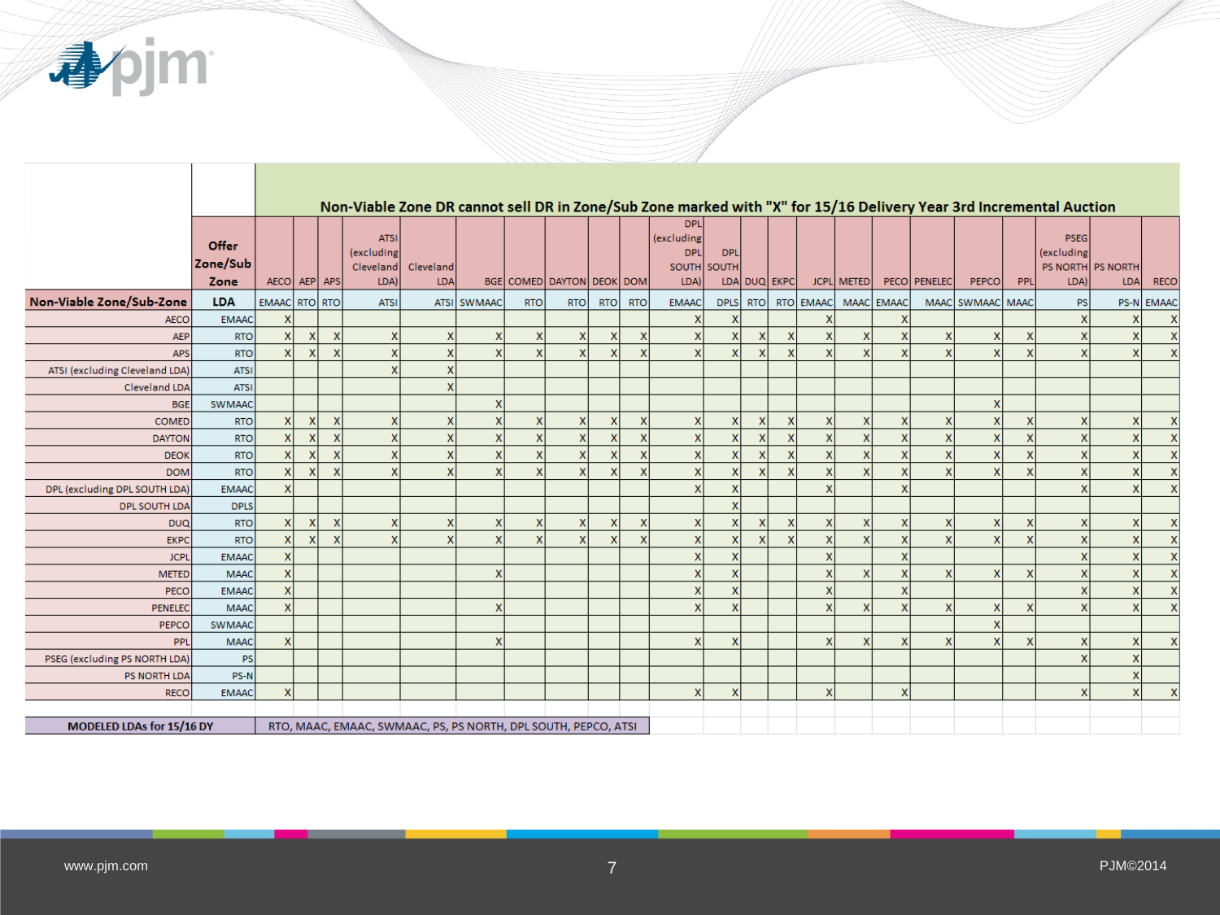**Non-Viable Zone DR cannot sell DR in Zone/Sub Zone marked with "X" for 15/16 Delivery Year 3rd Incremental Auction**

| Non-Viable Zone/Sub-Zone | Offer Zone/Sub Zone | AECO | AEP | APS | ATSI (excluding Cleveland LDA) | Cleveland LDA | BGE | COMED | DAYTON | DEOK | DOM | DPL (excluding DPL SOUTH LDA) | DPL SOUTH LDA | DUQ | EKPC | JCPL | METED | PECO | PENELEC | PEPCO | PPL | PSEG (excluding PS NORTH LDA) | PS NORTH LDA | RECO |
|---|---|---|---|---|---|---|---|---|---|---|---|---|---|---|---|---|---|---|---|---|---|---|---|---|
| **Non-Viable Zone/Sub-Zone** | **LDA** | EMAAC | RTO | RTO | ATSI | ATSI | SWMAAC | RTO | RTO | RTO | RTO | EMAAC | DPLS | RTO | RTO | EMAAC | MAAC | EMAAC | MAAC | SWMAAC | MAAC | PS | PS-N | EMAAC |
| AECO | EMAAC | X | | | | | | | | | | X | X | | | X | | X | | | | X | X | X |
| AEP | RTO | X | X | X | X | X | X | X | X | X | X | X | X | X | X | X | X | X | X | X | X | X | X | X |
| APS | RTO | X | X | X | X | X | X | X | X | X | X | X | X | X | X | X | X | X | X | X | X | X | X | X |
| ATSI (excluding Cleveland LDA) | ATSI | | | | X | X | | | | | | | | | | | | | | | | | | |
| Cleveland LDA | ATSI | | | | | X | | | | | | | | | | | | | | | | | | |
| BGE | SWMAAC | | | | | | X | | | | | | | | | | | | | X | | | | |
| COMED | RTO | X | X | X | X | X | X | X | X | X | X | X | X | X | X | X | X | X | X | X | X | X | X | X |
| DAYTON | RTO | X | X | X | X | X | X | X | X | X | X | X | X | X | X | X | X | X | X | X | X | X | X | X |
| DEOK | RTO | X | X | X | X | X | X | X | X | X | X | X | X | X | X | X | X | X | X | X | X | X | X | X |
| DOM | RTO | X | X | X | X | X | X | X | X | X | X | X | X | X | X | X | X | X | X | X | X | X | X | X |
| DPL (excluding DPL SOUTH LDA) | EMAAC | X | | | | | | | | | | X | X | | | X | | X | | | | X | X | X |
| DPL SOUTH LDA | DPLS | | | | | | | | | | | | X | | | | | | | | | | | |
| DUQ | RTO | X | X | X | X | X | X | X | X | X | X | X | X | X | X | X | X | X | X | X | X | X | X | X |
| EKPC | RTO | X | X | X | X | X | X | X | X | X | X | X | X | X | X | X | X | X | X | X | X | X | X | X |
| JCPL | EMAAC | X | | | | | | | | | | X | X | | | X | | X | | | | X | X | X |
| METED | MAAC | X | | | | | X | | | | | X | X | | | X | X | X | X | X | X | X | X | X |
| PECO | EMAAC | X | | | | | | | | | | X | X | | | X | | X | | | | X | X | X |
| PENELEC | MAAC | X | | | | | X | | | | | X | X | | | X | X | X | X | X | X | X | X | X |
| PEPCO | SWMAAC | | | | | | | | | | | | | | | | | | | X | | | | |
| PPL | MAAC | X | | | | | X | | | | | X | X | | | X | X | X | X | X | X | X | X | X |
| PSEG (excluding PS NORTH LDA) | PS | | | | | | | | | | | | | | | | | | | | | X | X | |
| PS NORTH LDA | PS-N | | | | | | | | | | | | | | | | | | | | | | X | |
| RECO | EMAAC | X | | | | | | | | | | X | X | | | X | | X | | | | X | X | X |

| **MODELED LDAs for 15/16 DY** | RTO, MAAC, EMAAC, SWMAAC, PS, PS NORTH, DPL SOUTH, PEPCO, ATSI |
|---|---|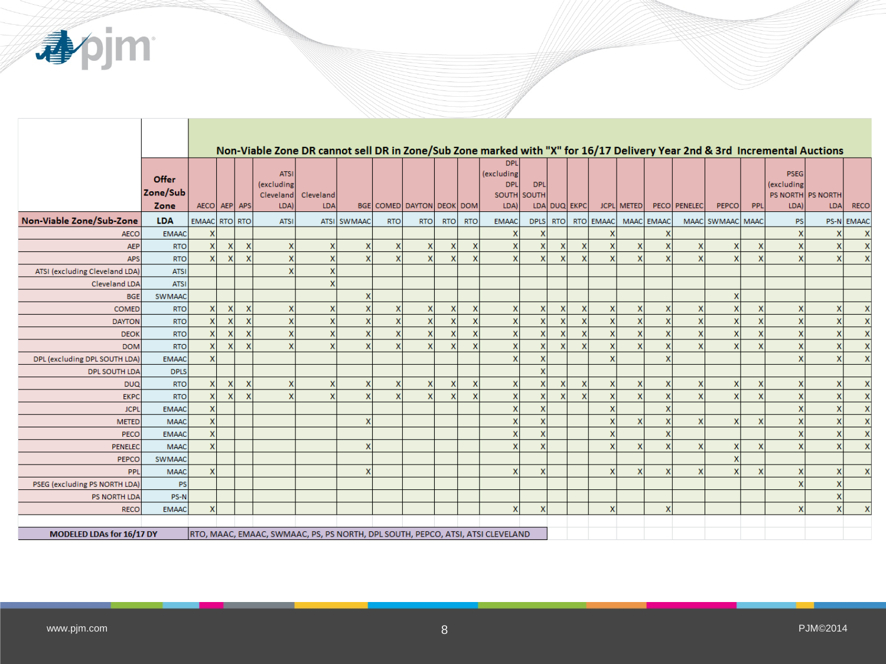| Non-Viable Zone/Sub-Zone | Offer Zone/Sub Zone | AECO | AEP | APS | ATSI (excluding Cleveland LDA) | Cleveland LDA | BGE | COMED | DAYTON | DEOK | DOM | DPL (excluding DPL SOUTH LDA) | DPL SOUTH LDA | DUQ | EKPC | JCPL | METED | PECO | PENELEC | PEPCO | PPL | PSEG (excluding PS NORTH LDA) | PS NORTH LDA | RECO |
|---|---|---|---|---|---|---|---|---|---|---|---|---|---|---|---|---|---|---|---|---|---|---|---|---|
| | | Non-Viable Zone DR cannot sell DR in Zone/Sub Zone marked with "X" for 16/17 Delivery Year 2nd & 3rd Incremental Auctions | | | | | | | | | | | | | | | | | | | | | | |
| | **LDA** | EMAAC | RTO | RTO | ATSI | ATSI | SWMAAC | RTO | RTO | RTO | RTO | EMAAC | DPLS | RTO | RTO | EMAAC | MAAC | EMAAC | MAAC | SWMAAC | MAAC | PS | PS-N | EMAAC |
| AECO | EMAAC | X | | | | | | | | | | X | X | | | X | | X | | | | X | X | X |
| AEP | RTO | X | X | X | X | X | X | X | X | X | X | X | X | X | X | X | X | X | X | X | X | X | X | X |
| APS | RTO | X | X | X | X | X | X | X | X | X | X | X | X | X | X | X | X | X | X | X | X | X | X | X |
| ATSI (excluding Cleveland LDA) | ATSI | | | | X | X | | | | | | | | | | | | | | | | | | |
| Cleveland LDA | ATSI | | | | | X | | | | | | | | | | | | | | | | | | |
| BGE | SWMAAC | | | | | | X | | | | | | | | | | | | | X | | | | |
| COMED | RTO | X | X | X | X | X | X | X | X | X | X | X | X | X | X | X | X | X | X | X | X | X | X | X |
| DAYTON | RTO | X | X | X | X | X | X | X | X | X | X | X | X | X | X | X | X | X | X | X | X | X | X | X |
| DEOK | RTO | X | X | X | X | X | X | X | X | X | X | X | X | X | X | X | X | X | X | X | X | X | X | X |
| DOM | RTO | X | X | X | X | X | X | X | X | X | X | X | X | X | X | X | X | X | X | X | X | X | X | X |
| DPL (excluding DPL SOUTH LDA) | EMAAC | X | | | | | | | | | | X | X | | | X | | X | | | | X | X | X |
| DPL SOUTH LDA | DPLS | | | | | | | | | | | | X | | | | | | | | | | | |
| DUQ | RTO | X | X | X | X | X | X | X | X | X | X | X | X | X | X | X | X | X | X | X | X | X | X | X |
| EKPC | RTO | X | X | X | X | X | X | X | X | X | X | X | X | X | X | X | X | X | X | X | X | X | X | X |
| JCPL | EMAAC | X | | | | | | | | | | X | X | | | X | | X | | | | X | X | X |
| METED | MAAC | X | | | | | X | | | | | X | X | | | X | X | X | X | X | X | X | X | X |
| PECO | EMAAC | X | | | | | | | | | | X | X | | | X | | X | | | | X | X | X |
| PENELEC | MAAC | X | | | | | X | | | | | X | X | | | X | X | X | X | X | X | X | X | X |
| PEPCO | SWMAAC | | | | | | | | | | | | | | | | | | | X | | | | |
| PPL | MAAC | X | | | | | X | | | | | X | X | | | X | X | X | X | X | X | X | X | X |
| PSEG (excluding PS NORTH LDA) | PS | | | | | | | | | | | | | | | | | | | | | X | X | |
| PS NORTH LDA | PS-N | | | | | | | | | | | | | | | | | | | | | | X | |
| RECO | EMAAC | X | | | | | | | | | | X | X | | | X | | X | | | | X | X | X |

**MODELED LDAs for 16/17 DY**: RTO, MAAC, EMAAC, SWMAAC, PS, PS NORTH, DPL SOUTH, PEPCO, ATSI, ATSI CLEVELAND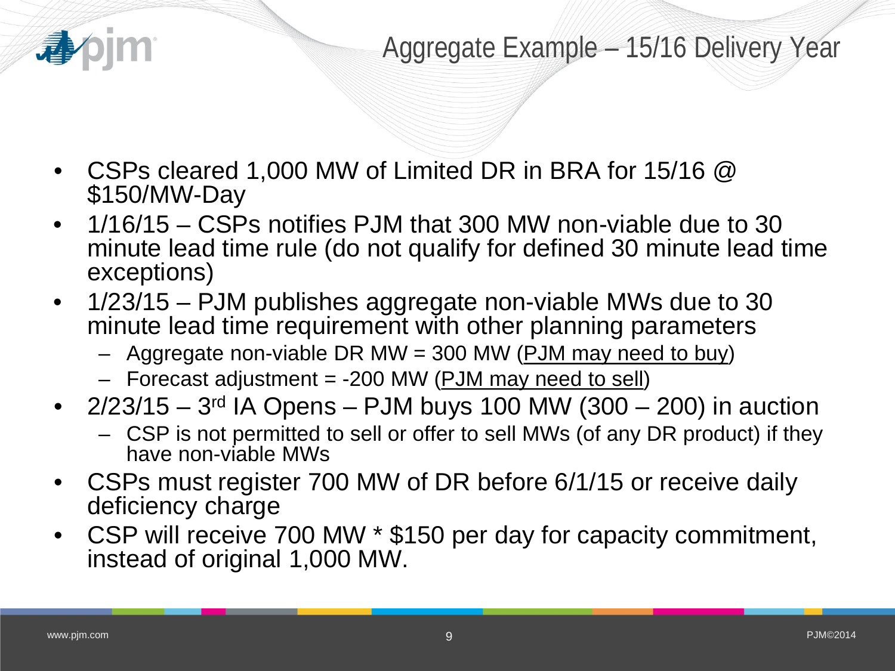# Aggregate Example – 15/16 Delivery Year

- CSPs cleared 1,000 MW of Limited DR in BRA for 15/16 @ $150/MW-Day
- 1/16/15 – CSPs notifies PJM that 300 MW non-viable due to 30 minute lead time rule (do not qualify for defined 30 minute lead time exceptions)
- 1/23/15 – PJM publishes aggregate non-viable MWs due to 30 minute lead time requirement with other planning parameters
  - Aggregate non-viable DR MW = 300 MW (PJM may need to buy)
  - Forecast adjustment = -200 MW (PJM may need to sell)
- 2/23/15 – 3rd IA Opens – PJM buys 100 MW (300 – 200) in auction
  - CSP is not permitted to sell or offer to sell MWs (of any DR product) if they have non-viable MWs
- CSPs must register 700 MW of DR before 6/1/15 or receive daily deficiency charge
- CSP will receive 700 MW * $150 per day for capacity commitment, instead of original 1,000 MW.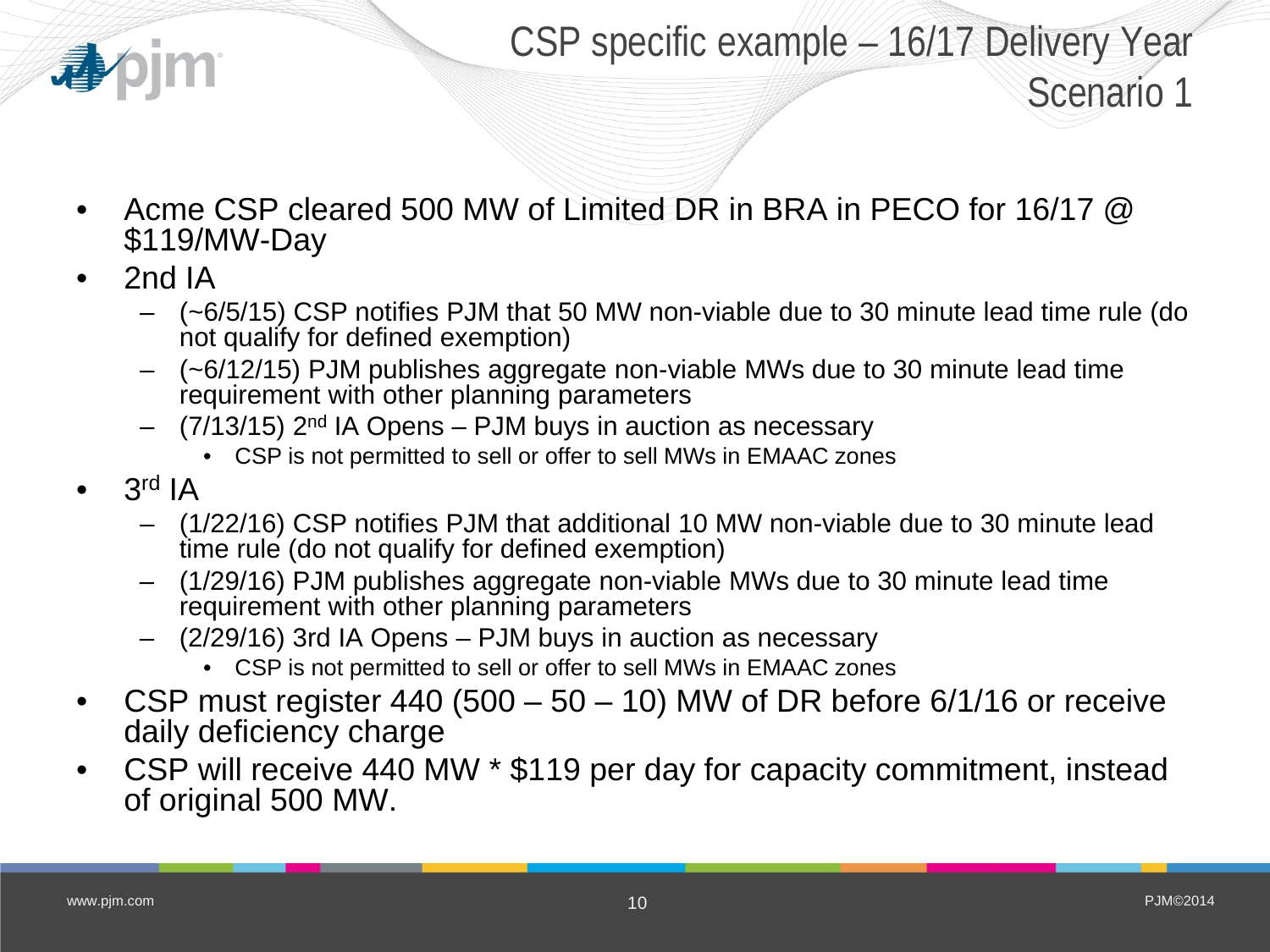# CSP specific example – 16/17 Delivery Year Scenario 1

- Acme CSP cleared 500 MW of Limited DR in BRA in PECO for 16/17 @ $119/MW-Day
- 2nd IA
  - (~6/5/15) CSP notifies PJM that 50 MW non-viable due to 30 minute lead time rule (do not qualify for defined exemption)
  - (~6/12/15) PJM publishes aggregate non-viable MWs due to 30 minute lead time requirement with other planning parameters
  - (7/13/15) 2nd IA Opens – PJM buys in auction as necessary
    - CSP is not permitted to sell or offer to sell MWs in EMAAC zones
- 3rd IA
  - (1/22/16) CSP notifies PJM that additional 10 MW non-viable due to 30 minute lead time rule (do not qualify for defined exemption)
  - (1/29/16) PJM publishes aggregate non-viable MWs due to 30 minute lead time requirement with other planning parameters
  - (2/29/16) 3rd IA Opens – PJM buys in auction as necessary
    - CSP is not permitted to sell or offer to sell MWs in EMAAC zones
- CSP must register 440 (500 – 50 – 10) MW of DR before 6/1/16 or receive daily deficiency charge
- CSP will receive 440 MW * $119 per day for capacity commitment, instead of original 500 MW.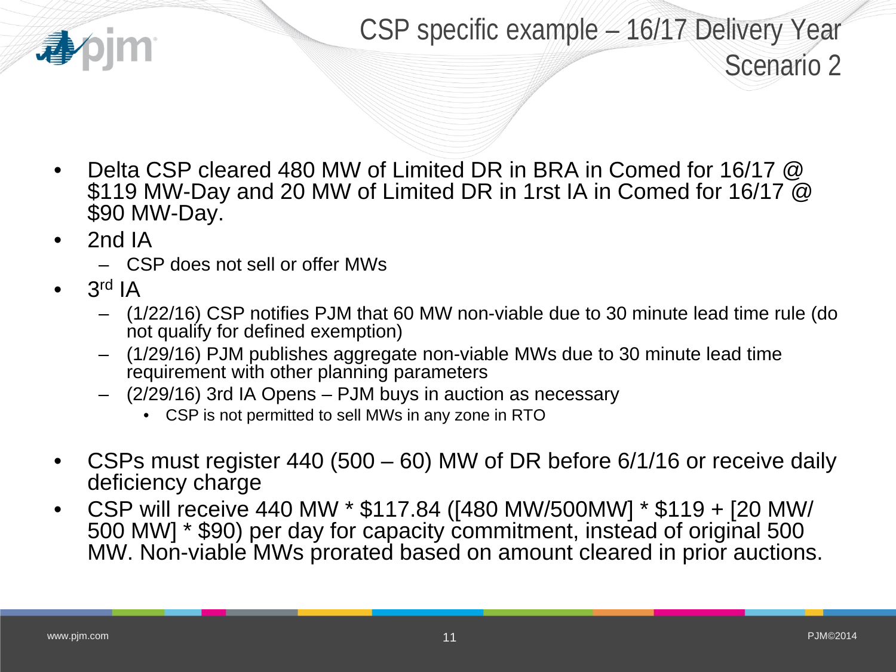# CSP specific example – 16/17 Delivery Year Scenario 2

- Delta CSP cleared 480 MW of Limited DR in BRA in Comed for 16/17 @ $119 MW-Day and 20 MW of Limited DR in 1rst IA in Comed for 16/17 @ $90 MW-Day.
- 2nd IA
  - CSP does not sell or offer MWs
- 3rd IA
  - (1/22/16) CSP notifies PJM that 60 MW non-viable due to 30 minute lead time rule (do not qualify for defined exemption)
  - (1/29/16) PJM publishes aggregate non-viable MWs due to 30 minute lead time requirement with other planning parameters
  - (2/29/16) 3rd IA Opens – PJM buys in auction as necessary
    - CSP is not permitted to sell MWs in any zone in RTO
- CSPs must register 440 (500 – 60) MW of DR before 6/1/16 or receive daily deficiency charge
- CSP will receive 440 MW * $117.84 ([480 MW/500MW] * $119 + [20 MW/ 500 MW] * $90) per day for capacity commitment, instead of original 500 MW. Non-viable MWs prorated based on amount cleared in prior auctions.